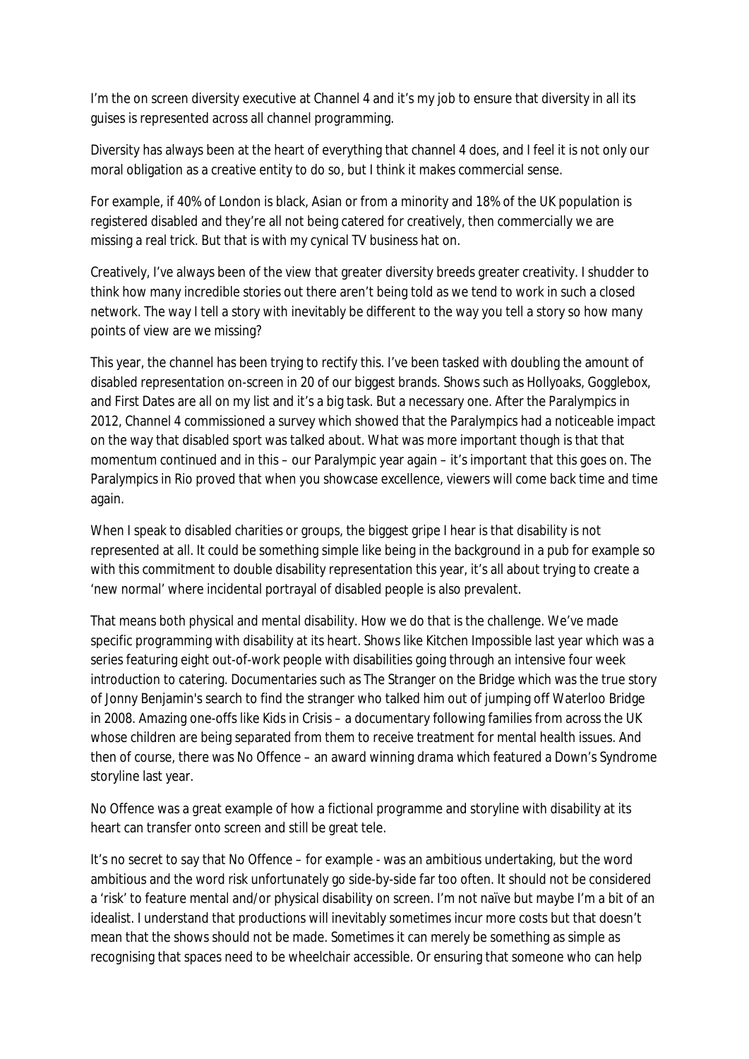I'm the on screen diversity executive at Channel 4 and it's my job to ensure that diversity in all its guises is represented across all channel programming.

Diversity has always been at the heart of everything that channel 4 does, and I feel it is not only our moral obligation as a creative entity to do so, but I think it makes commercial sense.

For example, if 40% of London is black, Asian or from a minority and 18% of the UK population is registered disabled and they're all not being catered for creatively, then commercially we are missing a real trick. But that is with my cynical TV business hat on.

Creatively, I've always been of the view that greater diversity breeds greater creativity. I shudder to think how many incredible stories out there aren't being told as we tend to work in such a closed network. The way I tell a story with inevitably be different to the way you tell a story so how many points of view are we missing?

This year, the channel has been trying to rectify this. I've been tasked with doubling the amount of disabled representation on-screen in 20 of our biggest brands. Shows such as Hollyoaks, Gogglebox, and First Dates are all on my list and it's a big task. But a necessary one. After the Paralympics in 2012, Channel 4 commissioned a survey which showed that the Paralympics had a noticeable impact on the way that disabled sport was talked about. What was more important though is that that momentum continued and in this – our Paralympic year again – it's important that this goes on. The Paralympics in Rio proved that when you showcase excellence, viewers will come back time and time again.

When I speak to disabled charities or groups, the biggest gripe I hear is that disability is not represented at all. It could be something simple like being in the background in a pub for example so with this commitment to double disability representation this year, it's all about trying to create a 'new normal' where incidental portrayal of disabled people is also prevalent.

That means both physical and mental disability. How we do that is the challenge. We've made specific programming with disability at its heart. Shows like Kitchen Impossible last year which was a series featuring eight out-of-work people with disabilities going through an intensive four week introduction to catering. Documentaries such as The Stranger on the Bridge which was the true story of Jonny Benjamin's search to find the stranger who talked him out of jumping off Waterloo Bridge in 2008. Amazing one-offs like Kids in Crisis – a documentary following families from across the UK whose children are being separated from them to receive treatment for mental health issues. And then of course, there was No Offence – an award winning drama which featured a Down's Syndrome storyline last year.

No Offence was a great example of how a fictional programme and storyline with disability at its heart can transfer onto screen and still be great tele.

It's no secret to say that No Offence – for example - was an ambitious undertaking, but the word ambitious and the word risk unfortunately go side-by-side far too often. It should not be considered a 'risk' to feature mental and/or physical disability on screen. I'm not naïve but maybe I'm a bit of an idealist. I understand that productions will inevitably sometimes incur more costs but that doesn't mean that the shows should not be made. Sometimes it can merely be something as simple as recognising that spaces need to be wheelchair accessible. Or ensuring that someone who can help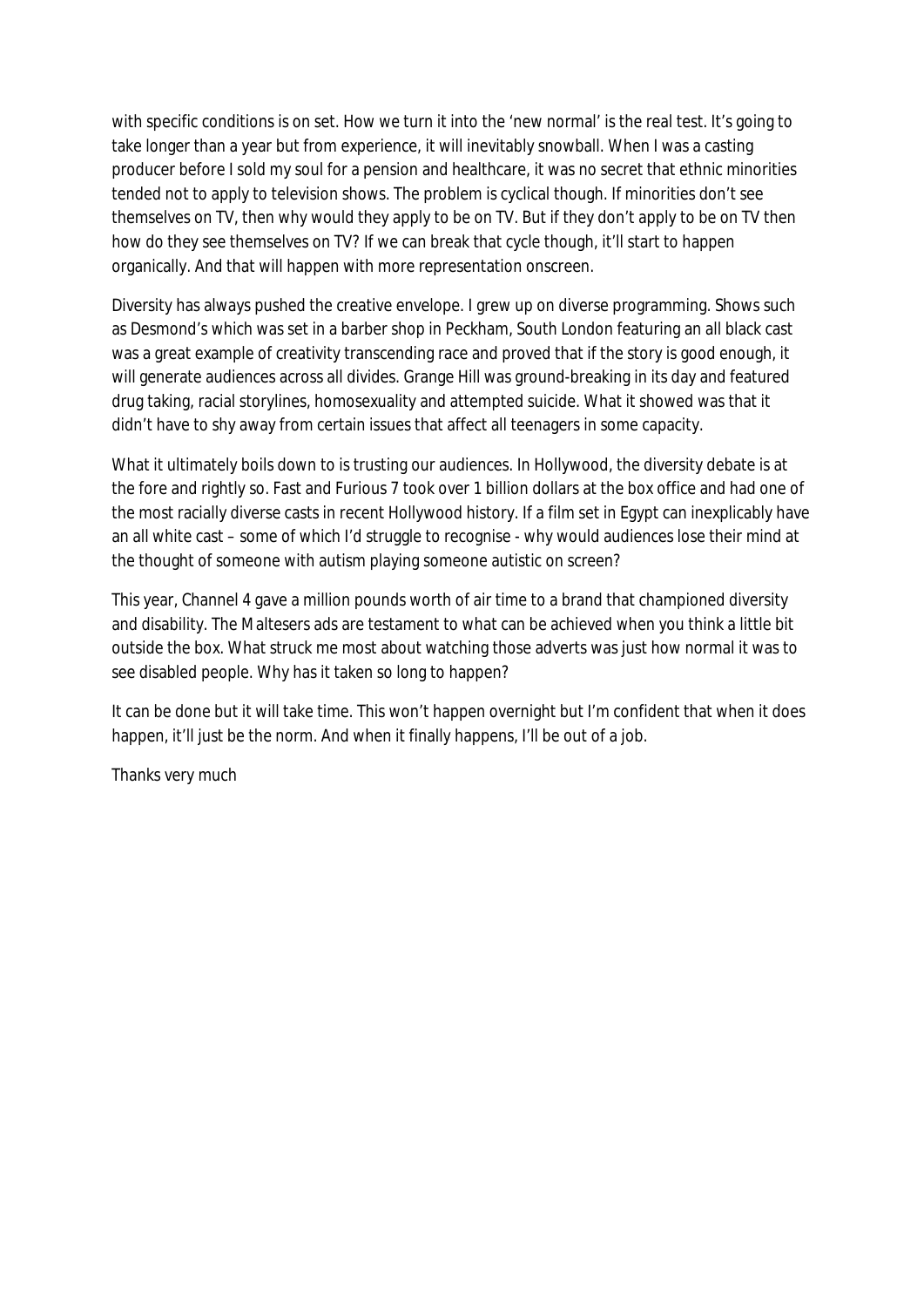with specific conditions is on set. How we turn it into the 'new normal' is the real test. It's going to take longer than a year but from experience, it will inevitably snowball. When I was a casting producer before I sold my soul for a pension and healthcare, it was no secret that ethnic minorities tended not to apply to television shows. The problem is cyclical though. If minorities don't see themselves on TV, then why would they apply to be on TV. But if they don't apply to be on TV then how do they see themselves on TV? If we can break that cycle though, it'll start to happen organically. And that will happen with more representation onscreen.

Diversity has always pushed the creative envelope. I grew up on diverse programming. Shows such as Desmond's which was set in a barber shop in Peckham, South London featuring an all black cast was a great example of creativity transcending race and proved that if the story is good enough, it will generate audiences across all divides. Grange Hill was ground-breaking in its day and featured drug taking, racial storylines, homosexuality and attempted suicide. What it showed was that it didn't have to shy away from certain issues that affect all teenagers in some capacity.

What it ultimately boils down to is trusting our audiences. In Hollywood, the diversity debate is at the fore and rightly so. Fast and Furious 7 took over 1 billion dollars at the box office and had one of the most racially diverse casts in recent Hollywood history. If a film set in Egypt can inexplicably have an all white cast – some of which I'd struggle to recognise - why would audiences lose their mind at the thought of someone with autism playing someone autistic on screen?

This year, Channel 4 gave a million pounds worth of air time to a brand that championed diversity and disability. The Maltesers ads are testament to what can be achieved when you think a little bit outside the box. What struck me most about watching those adverts was just how normal it was to see disabled people. Why has it taken so long to happen?

It can be done but it will take time. This won't happen overnight but I'm confident that when it does happen, it'll just be the norm. And when it finally happens, I'll be out of a job.

Thanks very much